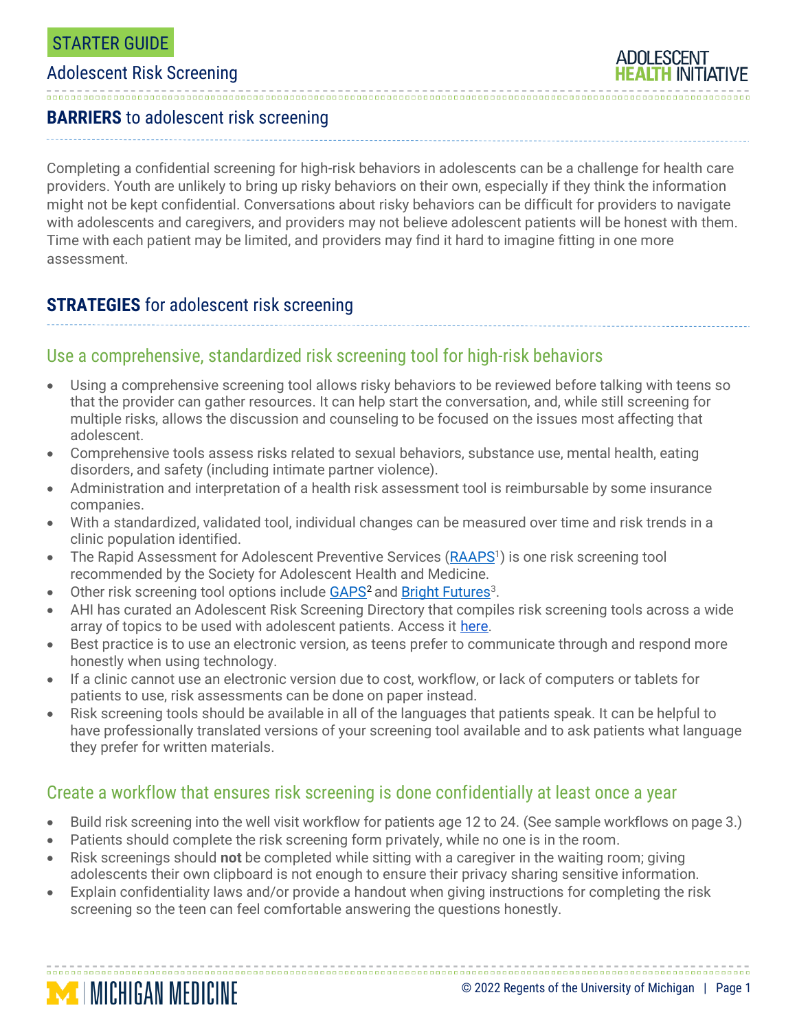STARTER GUIDE

# Adolescent Risk Screening

## **BARRIERS** to adolescent risk screening

Completing a confidential screening for high-risk behaviors in adolescents can be a challenge for health care providers. Youth are unlikely to bring up risky behaviors on their own, especially if they think the information might not be kept confidential. Conversations about risky behaviors can be difficult for providers to navigate with adolescents and caregivers, and providers may not believe adolescent patients will be honest with them. Time with each patient may be limited, and providers may find it hard to imagine fitting in one more assessment.

## **STRATEGIES** for adolescent risk screening

### Use a comprehensive, standardized risk screening tool for high-risk behaviors

- Using a comprehensive screening tool allows risky behaviors to be reviewed before talking with teens so that the provider can gather resources. It can help start the conversation, and, while still screening for multiple risks, allows the discussion and counseling to be focused on the issues most affecting that adolescent.
- Comprehensive tools assess risks related to sexual behaviors, substance use, mental health, eating disorders, and safety (including intimate partner violence).
- Administration and interpretation of a health risk assessment tool is reimbursable by some insurance companies.
- With a standardized, validated tool, individual changes can be measured over time and risk trends in a clinic population identified.
- The Rapid Assessment for Adolescent Preventive Services (RAAPS[1]) is one risk screening tool recommended by the Society for Adolescent Health and Medicine.
- Other risk screening tool options include GAPS[2] and Bright Futures[3].
- AHI has curated an Adolescent Risk Screening Directory that compiles risk screening tools across a wide array of topics to be used with adolescent patients. Access it here.
- Best practice is to use an electronic version, as teens prefer to communicate through and respond more honestly when using technology.
- If a clinic cannot use an electronic version due to cost, workflow, or lack of computers or tablets for patients to use, risk assessments can be done on paper instead.
- Risk screening tools should be available in all of the languages that patients speak. It can be helpful to have professionally translated versions of your screening tool available and to ask patients what language they prefer for written materials.

### Create a workflow that ensures risk screening is done confidentially at least once a year

- Build risk screening into the well visit workflow for patients age 12 to 24. (See sample workflows on page 3.)
- Patients should complete the risk screening form privately, while no one is in the room.
- Risk screenings should **not** be completed while sitting with a caregiver in the waiting room; giving adolescents their own clipboard is not enough to ensure their privacy sharing sensitive information.
- Explain confidentiality laws and/or provide a handout when giving instructions for completing the risk screening so the teen can feel comfortable answering the questions honestly.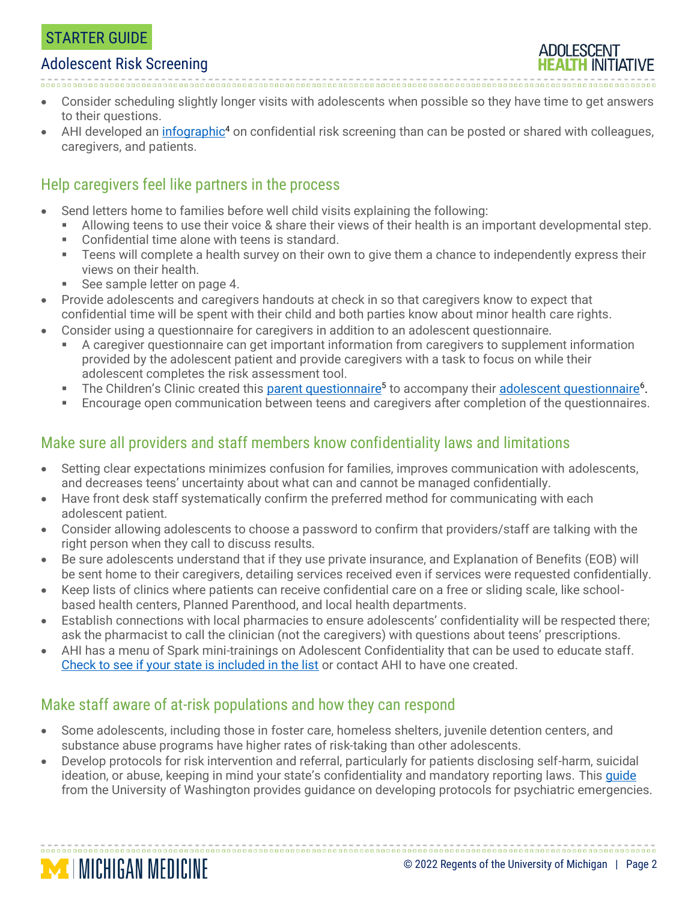- Consider scheduling slightly longer visits with adolescents when possible so they have time to get answers to their questions.
- AHI developed an infographic[4] on confidential risk screening than can be posted or shared with colleagues, caregivers, and patients.

## Help caregivers feel like partners in the process

- Send letters home to families before well child visits explaining the following:
  - Allowing teens to use their voice & share their views of their health is an important developmental step.
  - Confidential time alone with teens is standard.
  - Teens will complete a health survey on their own to give them a chance to independently express their views on their health.
  - See sample letter on page 4.
- Provide adolescents and caregivers handouts at check in so that caregivers know to expect that confidential time will be spent with their child and both parties know about minor health care rights.
- Consider using a questionnaire for caregivers in addition to an adolescent questionnaire.
  - A caregiver questionnaire can get important information from caregivers to supplement information provided by the adolescent patient and provide caregivers with a task to focus on while their adolescent completes the risk assessment tool.
  - The Children's Clinic created this parent questionnaire[5] to accompany their adolescent questionnaire[6].
  - Encourage open communication between teens and caregivers after completion of the questionnaires.

## Make sure all providers and staff members know confidentiality laws and limitations

- Setting clear expectations minimizes confusion for families, improves communication with adolescents, and decreases teens' uncertainty about what can and cannot be managed confidentially.
- Have front desk staff systematically confirm the preferred method for communicating with each adolescent patient.
- Consider allowing adolescents to choose a password to confirm that providers/staff are talking with the right person when they call to discuss results.
- Be sure adolescents understand that if they use private insurance, and Explanation of Benefits (EOB) will be sent home to their caregivers, detailing services received even if services were requested confidentially.
- Keep lists of clinics where patients can receive confidential care on a free or sliding scale, like school-based health centers, Planned Parenthood, and local health departments.
- Establish connections with local pharmacies to ensure adolescents' confidentiality will be respected there; ask the pharmacist to call the clinician (not the caregivers) with questions about teens' prescriptions.
- AHI has a menu of Spark mini-trainings on Adolescent Confidentiality that can be used to educate staff. Check to see if your state is included in the list or contact AHI to have one created.

## Make staff aware of at-risk populations and how they can respond

- Some adolescents, including those in foster care, homeless shelters, juvenile detention centers, and substance abuse programs have higher rates of risk-taking than other adolescents.
- Develop protocols for risk intervention and referral, particularly for patients disclosing self-harm, suicidal ideation, or abuse, keeping in mind your state's confidentiality and mandatory reporting laws. This guide from the University of Washington provides guidance on developing protocols for psychiatric emergencies.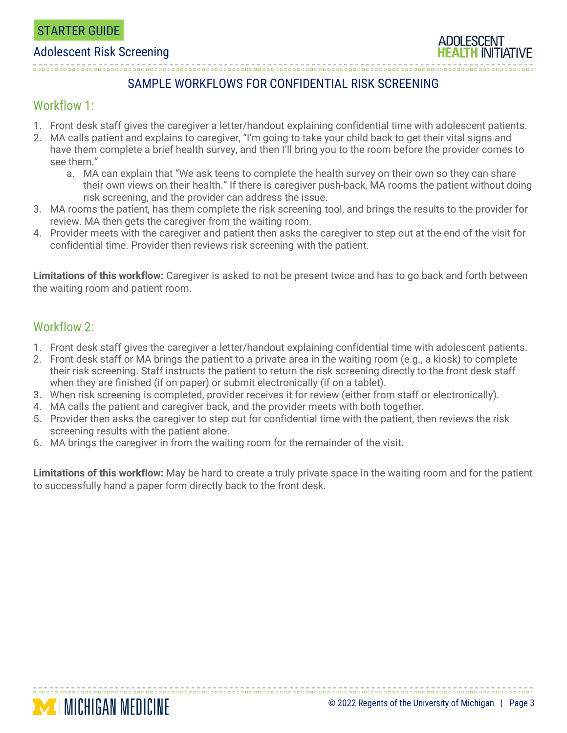## SAMPLE WORKFLOWS FOR CONFIDENTIAL RISK SCREENING

### Workflow 1:

1. Front desk staff gives the caregiver a letter/handout explaining confidential time with adolescent patients.
2. MA calls patient and explains to caregiver, “I’m going to take your child back to get their vital signs and have them complete a brief health survey, and then I’ll bring you to the room before the provider comes to see them.”
    a. MA can explain that “We ask teens to complete the health survey on their own so they can share their own views on their health.” If there is caregiver push-back, MA rooms the patient without doing risk screening, and the provider can address the issue.
3. MA rooms the patient, has them complete the risk screening tool, and brings the results to the provider for review. MA then gets the caregiver from the waiting room.
4. Provider meets with the caregiver and patient then asks the caregiver to step out at the end of the visit for confidential time. Provider then reviews risk screening with the patient.

**Limitations of this workflow:** Caregiver is asked to not be present twice and has to go back and forth between the waiting room and patient room.

### Workflow 2:

1. Front desk staff gives the caregiver a letter/handout explaining confidential time with adolescent patients.
2. Front desk staff or MA brings the patient to a private area in the waiting room (e.g., a kiosk) to complete their risk screening. Staff instructs the patient to return the risk screening directly to the front desk staff when they are finished (if on paper) or submit electronically (if on a tablet).
3. When risk screening is completed, provider receives it for review (either from staff or electronically).
4. MA calls the patient and caregiver back, and the provider meets with both together.
5. Provider then asks the caregiver to step out for confidential time with the patient, then reviews the risk screening results with the patient alone.
6. MA brings the caregiver in from the waiting room for the remainder of the visit.

**Limitations of this workflow:** May be hard to create a truly private space in the waiting room and for the patient to successfully hand a paper form directly back to the front desk.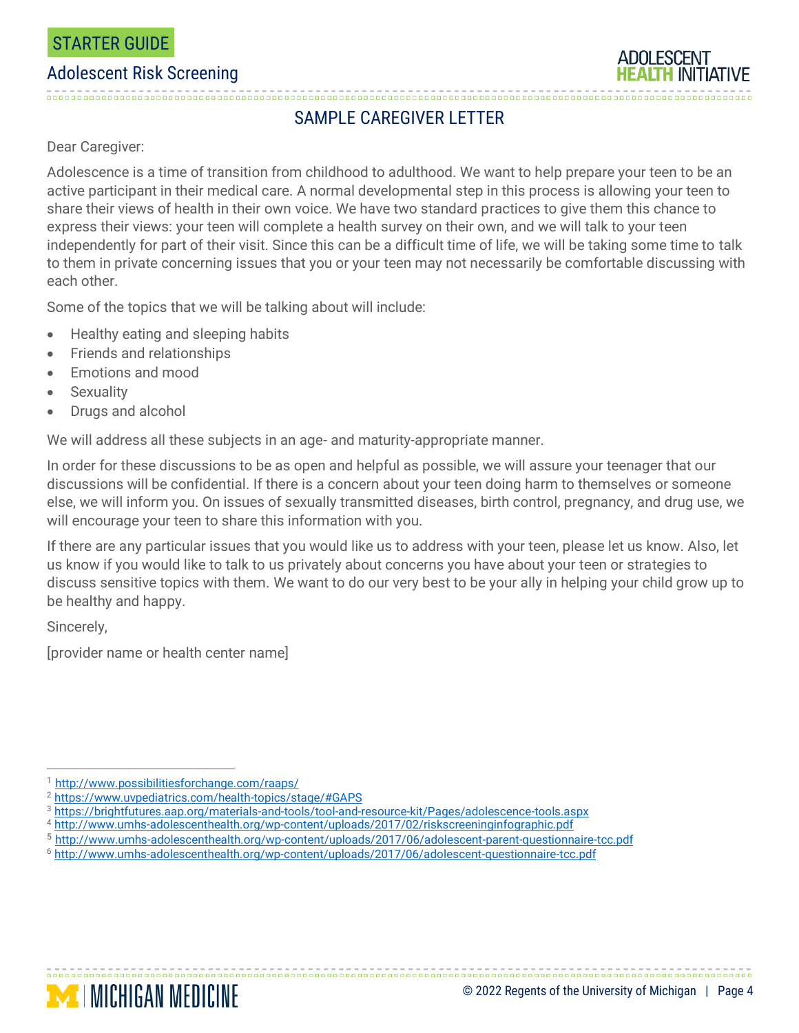## SAMPLE CAREGIVER LETTER

Dear Caregiver:

Adolescence is a time of transition from childhood to adulthood. We want to help prepare your teen to be an active participant in their medical care. A normal developmental step in this process is allowing your teen to share their views of health in their own voice. We have two standard practices to give them this chance to express their views: your teen will complete a health survey on their own, and we will talk to your teen independently for part of their visit. Since this can be a difficult time of life, we will be taking some time to talk to them in private concerning issues that you or your teen may not necessarily be comfortable discussing with each other.

Some of the topics that we will be talking about will include:

- Healthy eating and sleeping habits
- Friends and relationships
- Emotions and mood
- Sexuality
- Drugs and alcohol

We will address all these subjects in an age- and maturity-appropriate manner.

In order for these discussions to be as open and helpful as possible, we will assure your teenager that our discussions will be confidential. If there is a concern about your teen doing harm to themselves or someone else, we will inform you. On issues of sexually transmitted diseases, birth control, pregnancy, and drug use, we will encourage your teen to share this information with you.

If there are any particular issues that you would like us to address with your teen, please let us know. Also, let us know if you would like to talk to us privately about concerns you have about your teen or strategies to discuss sensitive topics with them. We want to do our very best to be your ally in helping your child grow up to be healthy and happy.

Sincerely,

[provider name or health center name]

---

[1] http://www.possibilitiesforchange.com/raaps/
[2] https://www.uvpediatrics.com/health-topics/stage/#GAPS
[3] https://brightfutures.aap.org/materials-and-tools/tool-and-resource-kit/Pages/adolescence-tools.aspx
[4] http://www.umhs-adolescenthealth.org/wp-content/uploads/2017/02/riskscreeninginfographic.pdf
[5] http://www.umhs-adolescenthealth.org/wp-content/uploads/2017/06/adolescent-parent-questionnaire-tcc.pdf
[6] http://www.umhs-adolescenthealth.org/wp-content/uploads/2017/06/adolescent-questionnaire-tcc.pdf